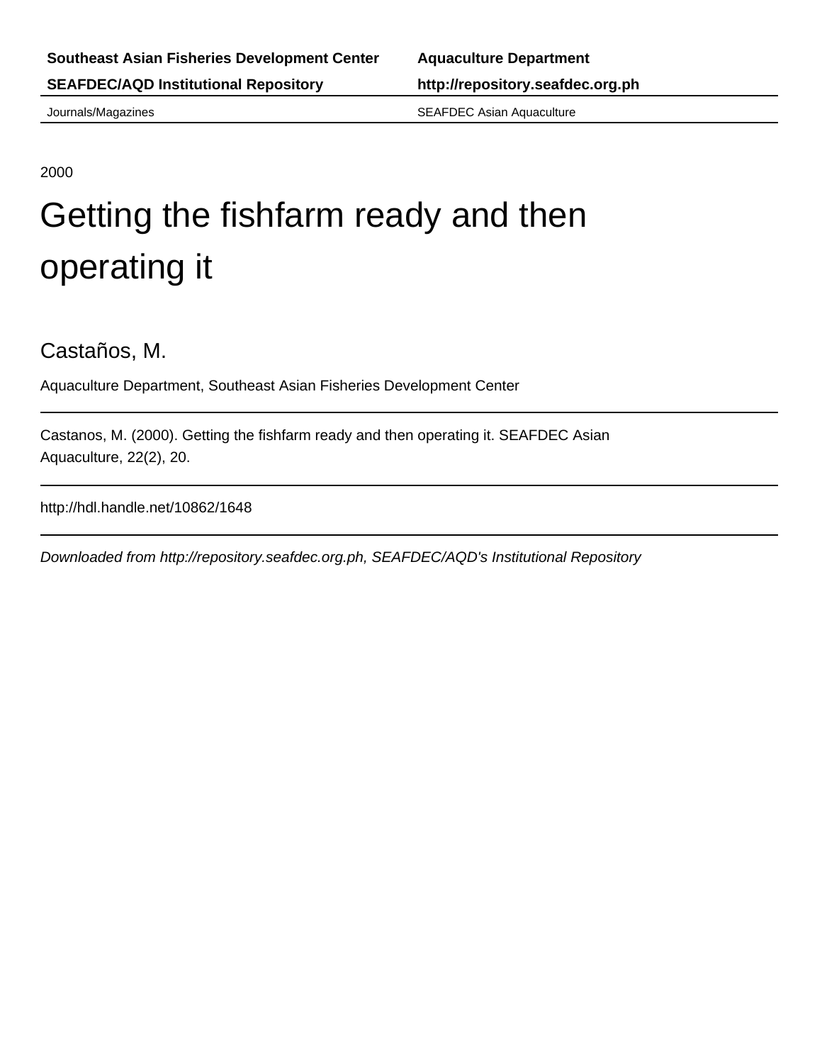**Southeast Asian Fisheries Development Center** | **Aquaculture Department**

**SEAFDEC/AQD Institutional Repository** | **http://repository.seafdec.org.ph**

Journals/Magazines | SEAFDEC Asian Aquaculture

2000

# Getting the fishfarm ready and then operating it

Castaños, M.

Aquaculture Department, Southeast Asian Fisheries Development Center

---

Castanos, M. (2000). Getting the fishfarm ready and then operating it. SEAFDEC Asian Aquaculture, 22(2), 20.

---

http://hdl.handle.net/10862/1648

---

*Downloaded from http://repository.seafdec.org.ph, SEAFDEC/AQD's Institutional Repository*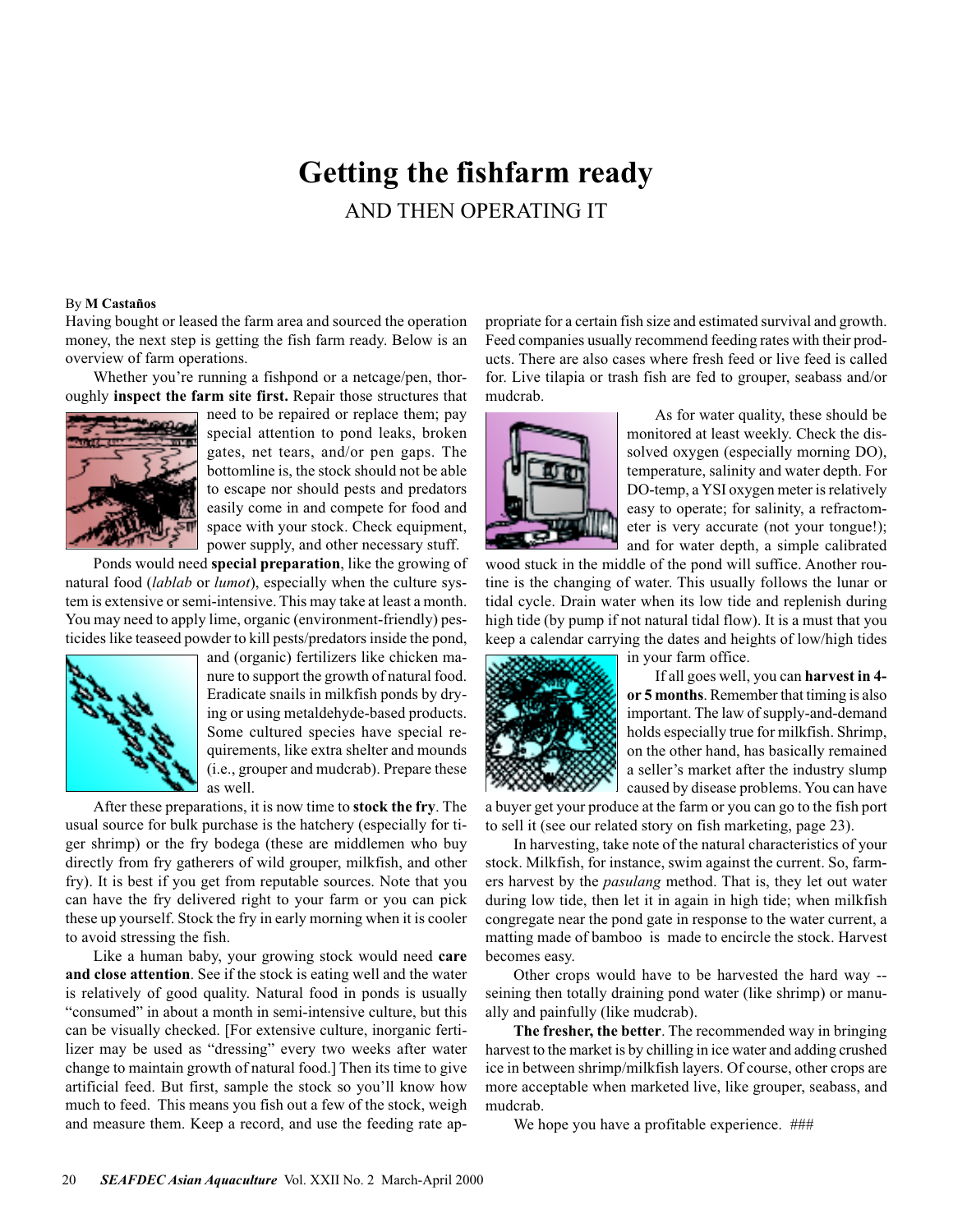# Getting the fishfarm ready

AND THEN OPERATING IT

By **M Castaños**

Having bought or leased the farm area and sourced the operation money, the next step is getting the fish farm ready. Below is an overview of farm operations.

Whether you're running a fishpond or a netcage/pen, thoroughly **inspect the farm site first.** Repair those structures that need to be repaired or replace them; pay special attention to pond leaks, broken gates, net tears, and/or pen gaps. The bottomline is, the stock should not be able to escape nor should pests and predators easily come in and compete for food and space with your stock. Check equipment, power supply, and other necessary stuff.

Ponds would need **special preparation**, like the growing of natural food (*lablab* or *lumot*), especially when the culture system is extensive or semi-intensive. This may take at least a month. You may need to apply lime, organic (environment-friendly) pesticides like teaseed powder to kill pests/predators inside the pond, and (organic) fertilizers like chicken manure to support the growth of natural food. Eradicate snails in milkfish ponds by drying or using metaldehyde-based products. Some cultured species have special requirements, like extra shelter and mounds (i.e., grouper and mudcrab). Prepare these as well.

After these preparations, it is now time to **stock the fry**. The usual source for bulk purchase is the hatchery (especially for tiger shrimp) or the fry bodega (these are middlemen who buy directly from fry gatherers of wild grouper, milkfish, and other fry). It is best if you get from reputable sources. Note that you can have the fry delivered right to your farm or you can pick these up yourself. Stock the fry in early morning when it is cooler to avoid stressing the fish.

Like a human baby, your growing stock would need **care and close attention**. See if the stock is eating well and the water is relatively of good quality. Natural food in ponds is usually "consumed" in about a month in semi-intensive culture, but this can be visually checked. [For extensive culture, inorganic fertilizer may be used as "dressing" every two weeks after water change to maintain growth of natural food.] Then its time to give artificial feed. But first, sample the stock so you'll know how much to feed. This means you fish out a few of the stock, weigh and measure them. Keep a record, and use the feeding rate appropriate for a certain fish size and estimated survival and growth. Feed companies usually recommend feeding rates with their products. There are also cases where fresh feed or live feed is called for. Live tilapia or trash fish are fed to grouper, seabass and/or mudcrab.

As for water quality, these should be monitored at least weekly. Check the dissolved oxygen (especially morning DO), temperature, salinity and water depth. For DO-temp, a YSI oxygen meter is relatively easy to operate; for salinity, a refractometer is very accurate (not your tongue!); and for water depth, a simple calibrated wood stuck in the middle of the pond will suffice. Another routine is the changing of water. This usually follows the lunar or tidal cycle. Drain water when its low tide and replenish during high tide (by pump if not natural tidal flow). It is a must that you keep a calendar carrying the dates and heights of low/high tides in your farm office.

If all goes well, you can **harvest in 4- or 5 months**. Remember that timing is also important. The law of supply-and-demand holds especially true for milkfish. Shrimp, on the other hand, has basically remained a seller's market after the industry slump caused by disease problems. You can have a buyer get your produce at the farm or you can go to the fish port to sell it (see our related story on fish marketing, page 23).

In harvesting, take note of the natural characteristics of your stock. Milkfish, for instance, swim against the current. So, farmers harvest by the *pasulang* method. That is, they let out water during low tide, then let it in again in high tide; when milkfish congregate near the pond gate in response to the water current, a matting made of bamboo is made to encircle the stock. Harvest becomes easy.

Other crops would have to be harvested the hard way -- seining then totally draining pond water (like shrimp) or manually and painfully (like mudcrab).

**The fresher, the better**. The recommended way in bringing harvest to the market is by chilling in ice water and adding crushed ice in between shrimp/milkfish layers. Of course, other crops are more acceptable when marketed live, like grouper, seabass, and mudcrab.

We hope you have a profitable experience. ###